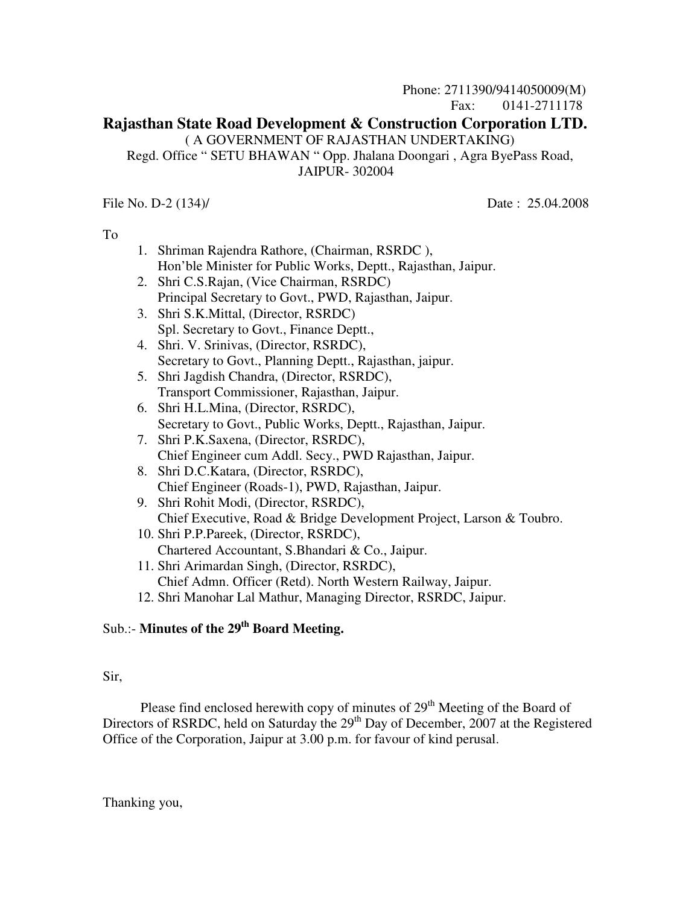Phone: 2711390/9414050009(M)
Fax: 0141-2711178

# Rajasthan State Road Development & Construction Corporation LTD.

( A GOVERNMENT OF RAJASTHAN UNDERTAKING)

Regd. Office " SETU BHAWAN " Opp. Jhalana Doongari , Agra ByePass Road, JAIPUR- 302004

File No. D-2 (134)/ Date : 25.04.2008

To

1. Shriman Rajendra Rathore, (Chairman, RSRDC ),
   Hon'ble Minister for Public Works, Deptt., Rajasthan, Jaipur.
2. Shri C.S.Rajan, (Vice Chairman, RSRDC)
   Principal Secretary to Govt., PWD, Rajasthan, Jaipur.
3. Shri S.K.Mittal, (Director, RSRDC)
   Spl. Secretary to Govt., Finance Deptt.,
4. Shri. V. Srinivas, (Director, RSRDC),
   Secretary to Govt., Planning Deptt., Rajasthan, jaipur.
5. Shri Jagdish Chandra, (Director, RSRDC),
   Transport Commissioner, Rajasthan, Jaipur.
6. Shri H.L.Mina, (Director, RSRDC),
   Secretary to Govt., Public Works, Deptt., Rajasthan, Jaipur.
7. Shri P.K.Saxena, (Director, RSRDC),
   Chief Engineer cum Addl. Secy., PWD Rajasthan, Jaipur.
8. Shri D.C.Katara, (Director, RSRDC),
   Chief Engineer (Roads-1), PWD, Rajasthan, Jaipur.
9. Shri Rohit Modi, (Director, RSRDC),
   Chief Executive, Road & Bridge Development Project, Larson & Toubro.
10. Shri P.P.Pareek, (Director, RSRDC),
    Chartered Accountant, S.Bhandari & Co., Jaipur.
11. Shri Arimardan Singh, (Director, RSRDC),
    Chief Admn. Officer (Retd). North Western Railway, Jaipur.
12. Shri Manohar Lal Mathur, Managing Director, RSRDC, Jaipur.

Sub.:- **Minutes of the 29th Board Meeting.**

Sir,

Please find enclosed herewith copy of minutes of 29th Meeting of the Board of Directors of RSRDC, held on Saturday the 29th Day of December, 2007 at the Registered Office of the Corporation, Jaipur at 3.00 p.m. for favour of kind perusal.

Thanking you,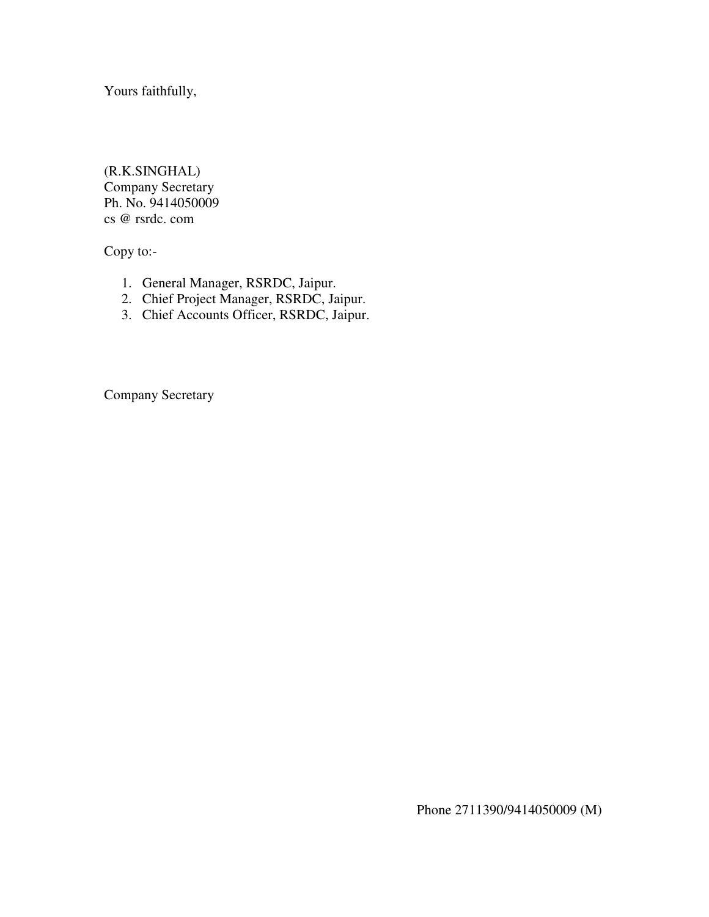Yours faithfully,

(R.K.SINGHAL)
Company Secretary
Ph. No. 9414050009
cs @ rsrdc. com

Copy to:-

1. General Manager, RSRDC, Jaipur.
2. Chief Project Manager, RSRDC, Jaipur.
3. Chief Accounts Officer, RSRDC, Jaipur.

Company Secretary

Phone 2711390/9414050009 (M)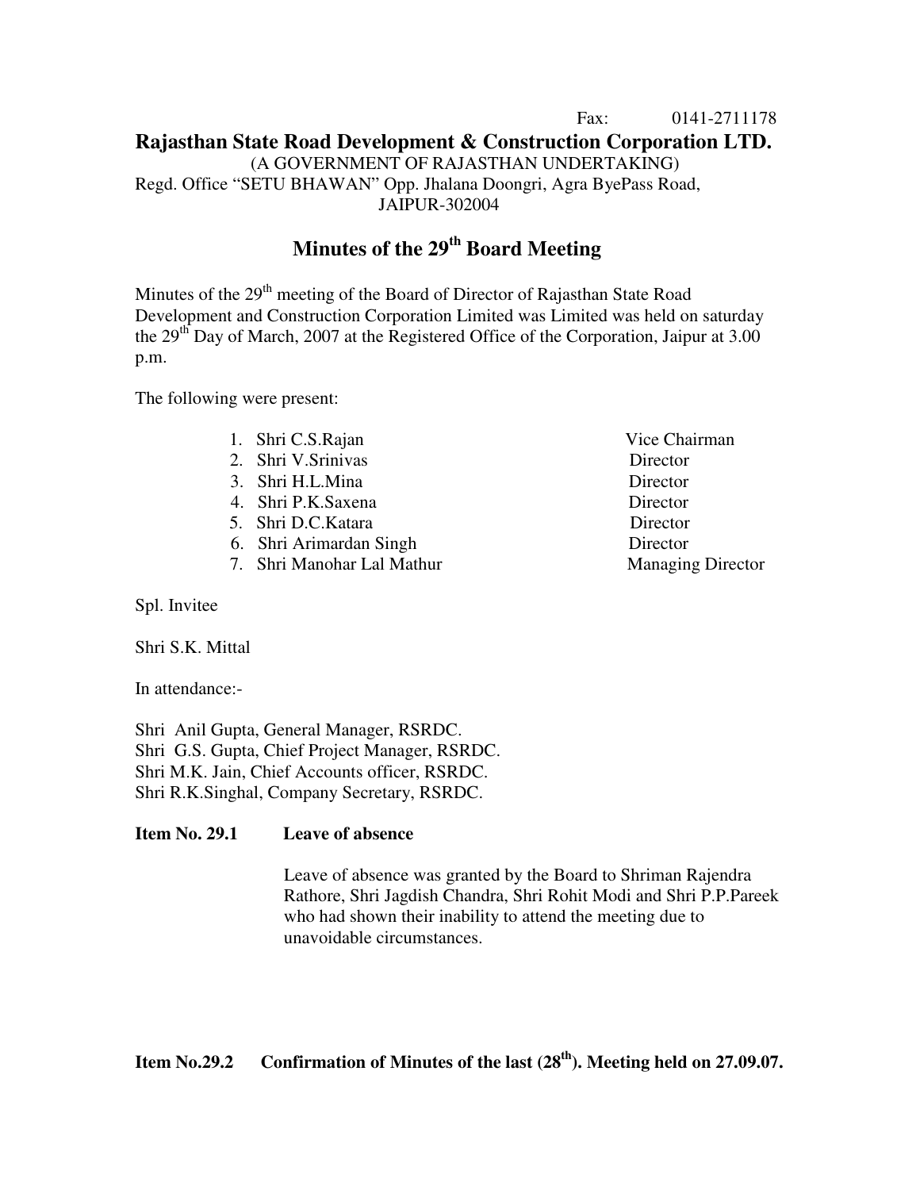Fax: 0141-2711178

# Rajasthan State Road Development & Construction Corporation LTD.

(A GOVERNMENT OF RAJASTHAN UNDERTAKING)
Regd. Office "SETU BHAWAN" Opp. Jhalana Doongri, Agra ByePass Road,
JAIPUR-302004

## Minutes of the 29th Board Meeting

Minutes of the 29th meeting of the Board of Director of Rajasthan State Road Development and Construction Corporation Limited was Limited was held on saturday the 29th Day of March, 2007 at the Registered Office of the Corporation, Jaipur at 3.00 p.m.

The following were present:

1. Shri C.S.Rajan — Vice Chairman
2. Shri V.Srinivas — Director
3. Shri H.L.Mina — Director
4. Shri P.K.Saxena — Director
5. Shri D.C.Katara — Director
6. Shri Arimardan Singh — Director
7. Shri Manohar Lal Mathur — Managing Director

Spl. Invitee

Shri S.K. Mittal

In attendance:-

Shri Anil Gupta, General Manager, RSRDC.
Shri G.S. Gupta, Chief Project Manager, RSRDC.
Shri M.K. Jain, Chief Accounts officer, RSRDC.
Shri R.K.Singhal, Company Secretary, RSRDC.

**Item No. 29.1 Leave of absence**

Leave of absence was granted by the Board to Shriman Rajendra Rathore, Shri Jagdish Chandra, Shri Rohit Modi and Shri P.P.Pareek who had shown their inability to attend the meeting due to unavoidable circumstances.

**Item No.29.2 Confirmation of Minutes of the last (28th). Meeting held on 27.09.07.**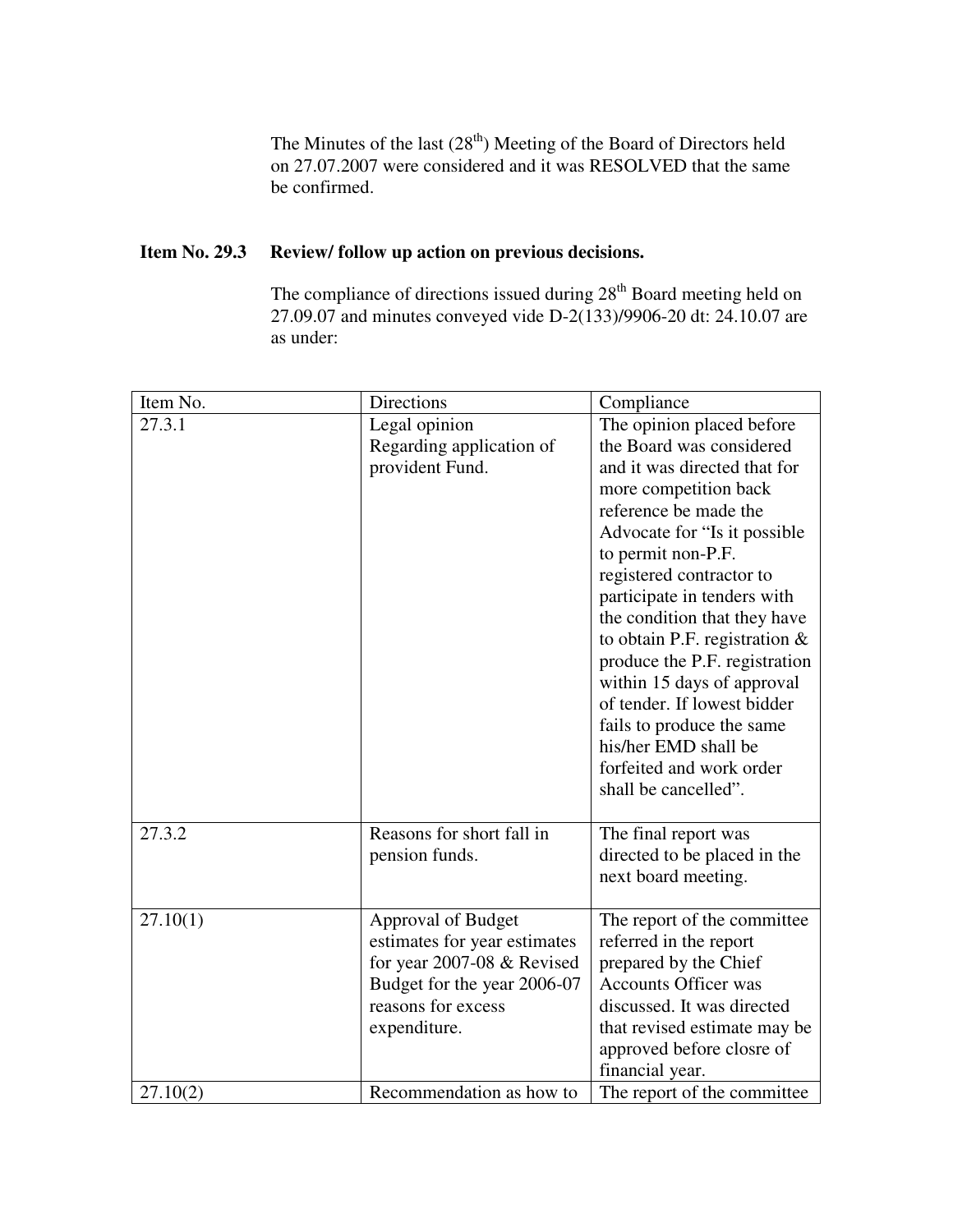The Minutes of the last (28th) Meeting of the Board of Directors held on 27.07.2007 were considered and it was RESOLVED that the same be confirmed.

**Item No. 29.3 Review/ follow up action on previous decisions.**

The compliance of directions issued during 28th Board meeting held on 27.09.07 and minutes conveyed vide D-2(133)/9906-20 dt: 24.10.07 are as under:

| Item No. | Directions | Compliance |
|---|---|---|
| 27.3.1 | Legal opinion Regarding application of provident Fund. | The opinion placed before the Board was considered and it was directed that for more competition back reference be made the Advocate for "Is it possible to permit non-P.F. registered contractor to participate in tenders with the condition that they have to obtain P.F. registration & produce the P.F. registration within 15 days of approval of tender. If lowest bidder fails to produce the same his/her EMD shall be forfeited and work order shall be cancelled". |
| 27.3.2 | Reasons for short fall in pension funds. | The final report was directed to be placed in the next board meeting. |
| 27.10(1) | Approval of Budget estimates for year estimates for year 2007-08 & Revised Budget for the year 2006-07 reasons for excess expenditure. | The report of the committee referred in the report prepared by the Chief Accounts Officer was discussed. It was directed that revised estimate may be approved before closre of financial year. |
| 27.10(2) | Recommendation as how to | The report of the committee |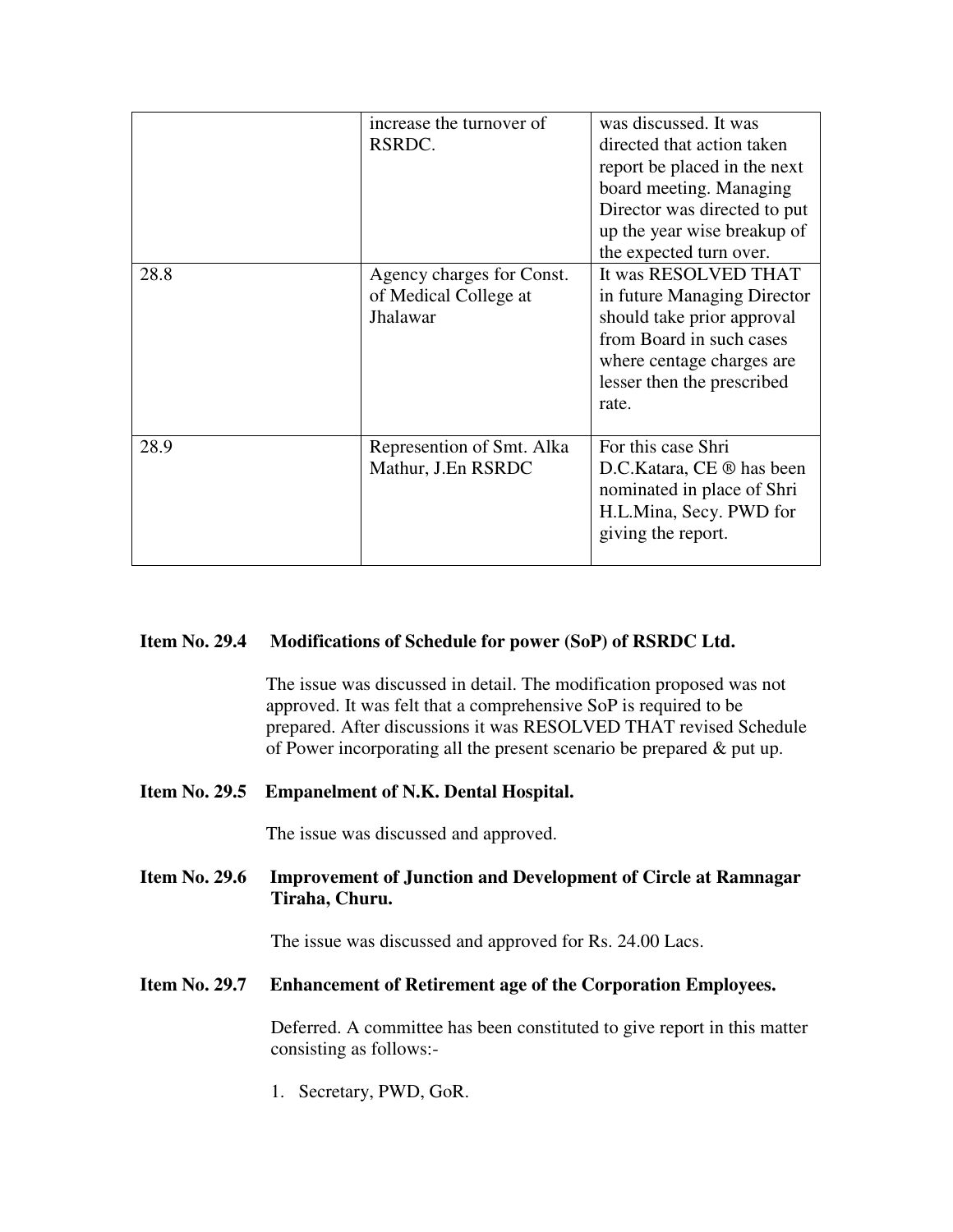| | | |
|---|---|---|
| | increase the turnover of RSRDC. | was discussed. It was directed that action taken report be placed in the next board meeting. Managing Director was directed to put up the year wise breakup of the expected turn over. |
| 28.8 | Agency charges for Const. of Medical College at Jhalawar | It was RESOLVED THAT in future Managing Director should take prior approval from Board in such cases where centage charges are lesser then the prescribed rate. |
| 28.9 | Represention of Smt. Alka Mathur, J.En RSRDC | For this case Shri D.C.Katara, CE ® has been nominated in place of Shri H.L.Mina, Secy. PWD for giving the report. |

**Item No. 29.4 Modifications of Schedule for power (SoP) of RSRDC Ltd.**

The issue was discussed in detail. The modification proposed was not approved. It was felt that a comprehensive SoP is required to be prepared. After discussions it was RESOLVED THAT revised Schedule of Power incorporating all the present scenario be prepared & put up.

**Item No. 29.5 Empanelment of N.K. Dental Hospital.**

The issue was discussed and approved.

**Item No. 29.6 Improvement of Junction and Development of Circle at Ramnagar Tiraha, Churu.**

The issue was discussed and approved for Rs. 24.00 Lacs.

**Item No. 29.7 Enhancement of Retirement age of the Corporation Employees.**

Deferred. A committee has been constituted to give report in this matter consisting as follows:-

1. Secretary, PWD, GoR.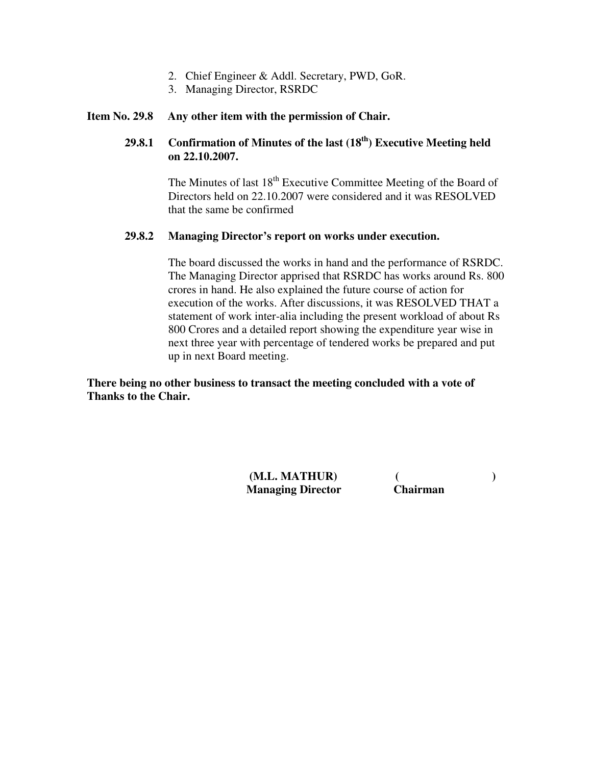2. Chief Engineer & Addl. Secretary, PWD, GoR.
3. Managing Director, RSRDC

**Item No. 29.8 Any other item with the permission of Chair.**

**29.8.1 Confirmation of Minutes of the last (18th) Executive Meeting held on 22.10.2007.**

The Minutes of last 18th Executive Committee Meeting of the Board of Directors held on 22.10.2007 were considered and it was RESOLVED that the same be confirmed

**29.8.2 Managing Director's report on works under execution.**

The board discussed the works in hand and the performance of RSRDC. The Managing Director apprised that RSRDC has works around Rs. 800 crores in hand. He also explained the future course of action for execution of the works. After discussions, it was RESOLVED THAT a statement of work inter-alia including the present workload of about Rs 800 Crores and a detailed report showing the expenditure year wise in next three year with percentage of tendered works be prepared and put up in next Board meeting.

**There being no other business to transact the meeting concluded with a vote of Thanks to the Chair.**

**(M.L. MATHUR)**
**Managing Director**

**( )**
**Chairman**